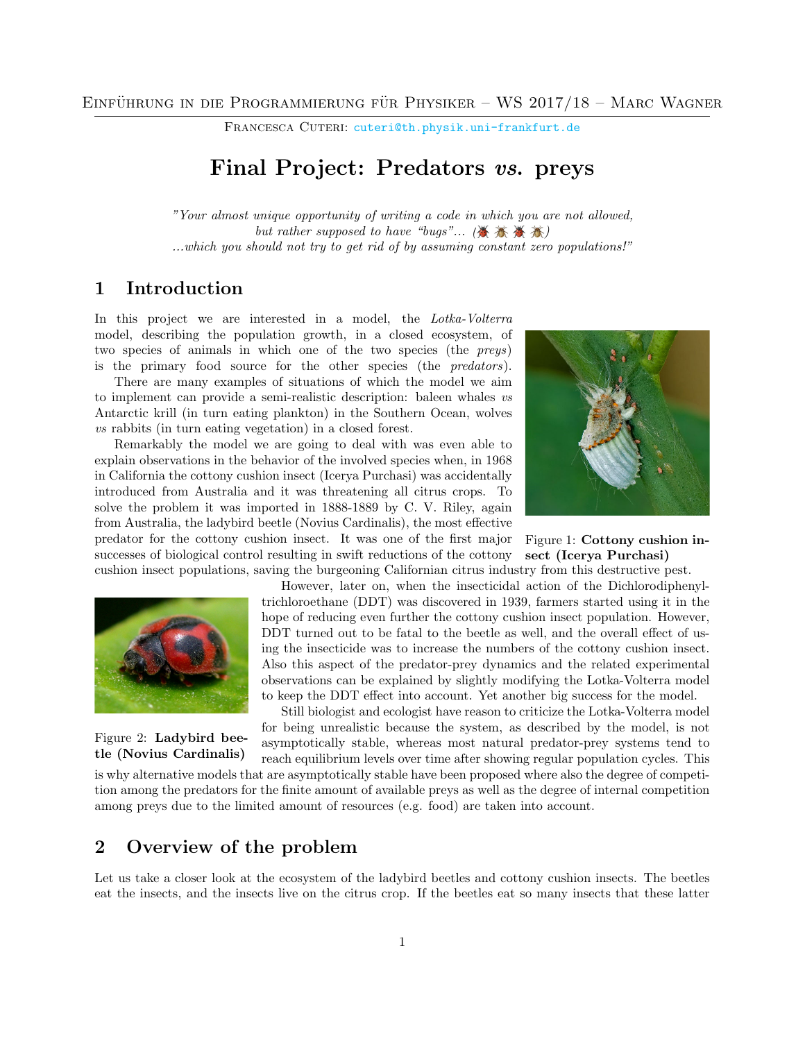Einführung in die Programmierung für Physiker – WS 2017/18 – Marc Wagner

Francesca Cuteri: cuteri@th.physik.uni-frankfurt.de

# Final Project: Predators *vs.* preys

*"Your almost unique opportunity of writing a code in which you are not allowed, but rather supposed to have "bugs"... (🐞🐞🐞🐞) ...which you should not try to get rid of by assuming constant zero populations!"*

## 1 Introduction

In this project we are interested in a model, the *Lotka-Volterra* model, describing the population growth, in a closed ecosystem, of two species of animals in which one of the two species (the *preys*) is the primary food source for the other species (the *predators*).

There are many examples of situations of which the model we aim to implement can provide a semi-realistic description: baleen whales *vs* Antarctic krill (in turn eating plankton) in the Southern Ocean, wolves *vs* rabbits (in turn eating vegetation) in a closed forest.

Remarkably the model we are going to deal with was even able to explain observations in the behavior of the involved species when, in 1968 in California the cottony cushion insect (Icerya Purchasi) was accidentally introduced from Australia and it was threatening all citrus crops. To solve the problem it was imported in 1888-1889 by C. V. Riley, again from Australia, the ladybird beetle (Novius Cardinalis), the most effective predator for the cottony cushion insect. It was one of the first major successes of biological control resulting in swift reductions of the cottony cushion insect populations, saving the burgeoning Californian citrus industry from this destructive pest.

Figure 1: **Cottony cushion insect (Icerya Purchasi)**

However, later on, when the insecticidal action of the Dichlorodiphenyltrichloroethane (DDT) was discovered in 1939, farmers started using it in the hope of reducing even further the cottony cushion insect population. However, DDT turned out to be fatal to the beetle as well, and the overall effect of using the insecticide was to increase the numbers of the cottony cushion insect. Also this aspect of the predator-prey dynamics and the related experimental observations can be explained by slightly modifying the Lotka-Volterra model to keep the DDT effect into account. Yet another big success for the model.

Figure 2: **Ladybird beetle (Novius Cardinalis)**

Still biologist and ecologist have reason to criticize the Lotka-Volterra model for being unrealistic because the system, as described by the model, is not asymptotically stable, whereas most natural predator-prey systems tend to reach equilibrium levels over time after showing regular population cycles. This is why alternative models that are asymptotically stable have been proposed where also the degree of competition among the predators for the finite amount of available preys as well as the degree of internal competition among preys due to the limited amount of resources (e.g. food) are taken into account.

## 2 Overview of the problem

Let us take a closer look at the ecosystem of the ladybird beetles and cottony cushion insects. The beetles eat the insects, and the insects live on the citrus crop. If the beetles eat so many insects that these latter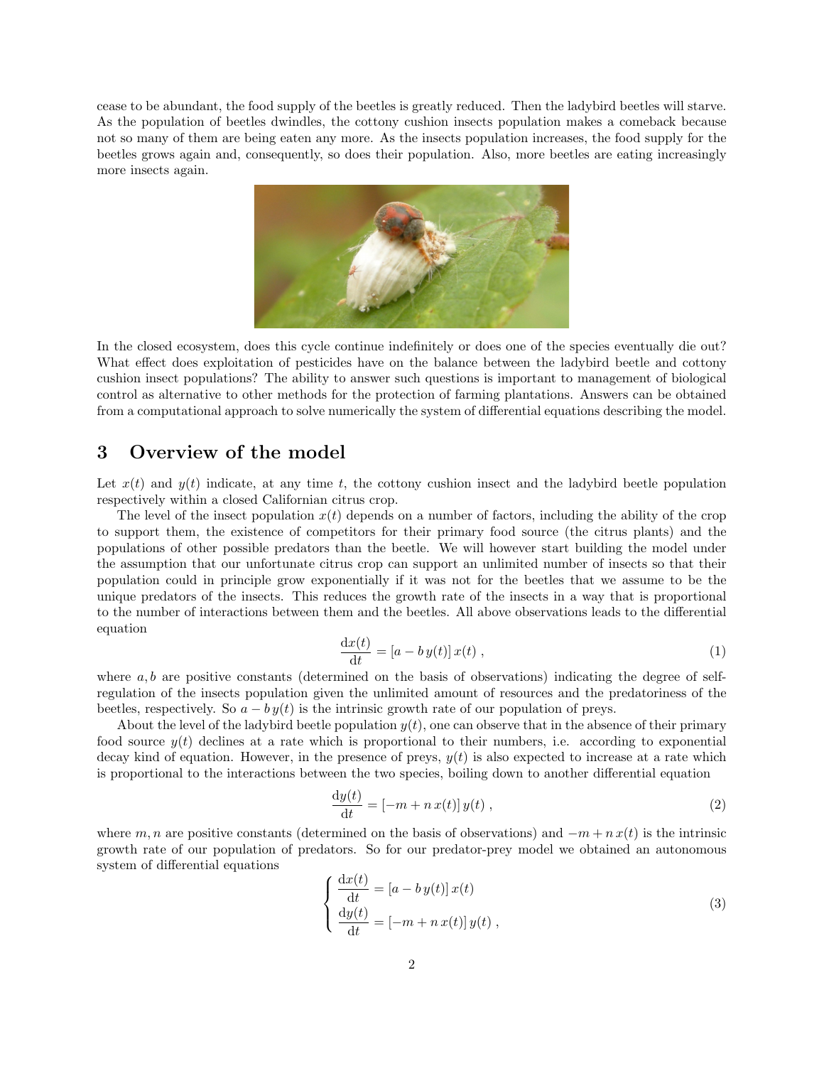cease to be abundant, the food supply of the beetles is greatly reduced. Then the ladybird beetles will starve. As the population of beetles dwindles, the cottony cushion insects population makes a comeback because not so many of them are being eaten any more. As the insects population increases, the food supply for the beetles grows again and, consequently, so does their population. Also, more beetles are eating increasingly more insects again.

In the closed ecosystem, does this cycle continue indefinitely or does one of the species eventually die out? What effect does exploitation of pesticides have on the balance between the ladybird beetle and cottony cushion insect populations? The ability to answer such questions is important to management of biological control as alternative to other methods for the protection of farming plantations. Answers can be obtained from a computational approach to solve numerically the system of differential equations describing the model.

## 3 Overview of the model

Let $x(t)$ and $y(t)$ indicate, at any time $t$, the cottony cushion insect and the ladybird beetle population respectively within a closed Californian citrus crop.

The level of the insect population $x(t)$ depends on a number of factors, including the ability of the crop to support them, the existence of competitors for their primary food source (the citrus plants) and the populations of other possible predators than the beetle. We will however start building the model under the assumption that our unfortunate citrus crop can support an unlimited number of insects so that their population could in principle grow exponentially if it was not for the beetles that we assume to be the unique predators of the insects. This reduces the growth rate of the insects in a way that is proportional to the number of interactions between them and the beetles. All above observations leads to the differential equation

$$\frac{\mathrm{d}x(t)}{\mathrm{d}t} = [a - b\,y(t)]\,x(t)\,, \tag{1}$$

where $a, b$ are positive constants (determined on the basis of observations) indicating the degree of self-regulation of the insects population given the unlimited amount of resources and the predatoriness of the beetles, respectively. So $a - b\,y(t)$ is the intrinsic growth rate of our population of preys.

About the level of the ladybird beetle population $y(t)$, one can observe that in the absence of their primary food source $y(t)$ declines at a rate which is proportional to their numbers, i.e. according to exponential decay kind of equation. However, in the presence of preys, $y(t)$ is also expected to increase at a rate which is proportional to the interactions between the two species, boiling down to another differential equation

$$\frac{\mathrm{d}y(t)}{\mathrm{d}t} = [-m + n\,x(t)]\,y(t)\,, \tag{2}$$

where $m, n$ are positive constants (determined on the basis of observations) and $-m + n\,x(t)$ is the intrinsic growth rate of our population of predators. So for our predator-prey model we obtained an autonomous system of differential equations

$$\begin{cases} \dfrac{\mathrm{d}x(t)}{\mathrm{d}t} = [a - b\,y(t)]\,x(t) \\ \dfrac{\mathrm{d}y(t)}{\mathrm{d}t} = [-m + n\,x(t)]\,y(t)\,, \end{cases} \tag{3}$$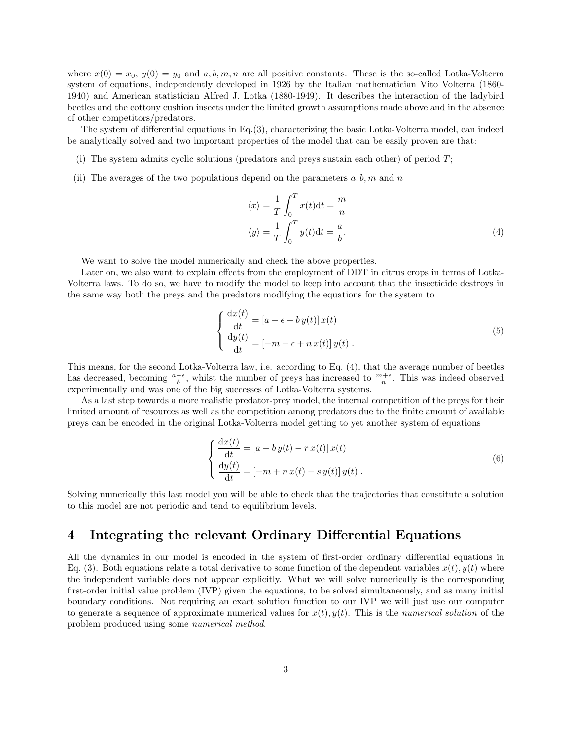where $x(0) = x_0$, $y(0) = y_0$ and $a, b, m, n$ are all positive constants. These is the so-called Lotka-Volterra system of equations, independently developed in 1926 by the Italian mathematician Vito Volterra (1860-1940) and American statistician Alfred J. Lotka (1880-1949). It describes the interaction of the ladybird beetles and the cottony cushion insects under the limited growth assumptions made above and in the absence of other competitors/predators.

The system of differential equations in Eq.(3), characterizing the basic Lotka-Volterra model, can indeed be analytically solved and two important properties of the model that can be easily proven are that:

(i) The system admits cyclic solutions (predators and preys sustain each other) of period $T$;

(ii) The averages of the two populations depend on the parameters $a, b, m$ and $n$

$$
\begin{aligned}
\langle x \rangle &= \frac{1}{T}\int_0^T x(t)\mathrm{d}t = \frac{m}{n} \\
\langle y \rangle &= \frac{1}{T}\int_0^T y(t)\mathrm{d}t = \frac{a}{b}.
\end{aligned}
\tag{4}
$$

We want to solve the model numerically and check the above properties.

Later on, we also want to explain effects from the employment of DDT in citrus crops in terms of Lotka-Volterra laws. To do so, we have to modify the model to keep into account that the insecticide destroys in the same way both the preys and the predators modifying the equations for the system to

$$
\begin{cases}
\dfrac{\mathrm{d}x(t)}{\mathrm{d}t} = [a - \epsilon - b\,y(t)]\,x(t) \\
\dfrac{\mathrm{d}y(t)}{\mathrm{d}t} = [-m - \epsilon + n\,x(t)]\,y(t)\ .
\end{cases}
\tag{5}
$$

This means, for the second Lotka-Volterra law, i.e. according to Eq. (4), that the average number of beetles has decreased, becoming $\frac{a-\epsilon}{b}$, whilst the number of preys has increased to $\frac{m+\epsilon}{n}$. This was indeed observed experimentally and was one of the big successes of Lotka-Volterra systems.

As a last step towards a more realistic predator-prey model, the internal competition of the preys for their limited amount of resources as well as the competition among predators due to the finite amount of available preys can be encoded in the original Lotka-Volterra model getting to yet another system of equations

$$
\begin{cases}
\dfrac{\mathrm{d}x(t)}{\mathrm{d}t} = [a - b\,y(t) - r\,x(t)]\,x(t) \\
\dfrac{\mathrm{d}y(t)}{\mathrm{d}t} = [-m + n\,x(t) - s\,y(t)]\,y(t)\ .
\end{cases}
\tag{6}
$$

Solving numerically this last model you will be able to check that the trajectories that constitute a solution to this model are not periodic and tend to equilibrium levels.

## 4 Integrating the relevant Ordinary Differential Equations

All the dynamics in our model is encoded in the system of first-order ordinary differential equations in Eq. (3). Both equations relate a total derivative to some function of the dependent variables $x(t), y(t)$ where the independent variable does not appear explicitly. What we will solve numerically is the corresponding first-order initial value problem (IVP) given the equations, to be solved simultaneously, and as many initial boundary conditions. Not requiring an exact solution function to our IVP we will just use our computer to generate a sequence of approximate numerical values for $x(t), y(t)$. This is the *numerical solution* of the problem produced using some *numerical method*.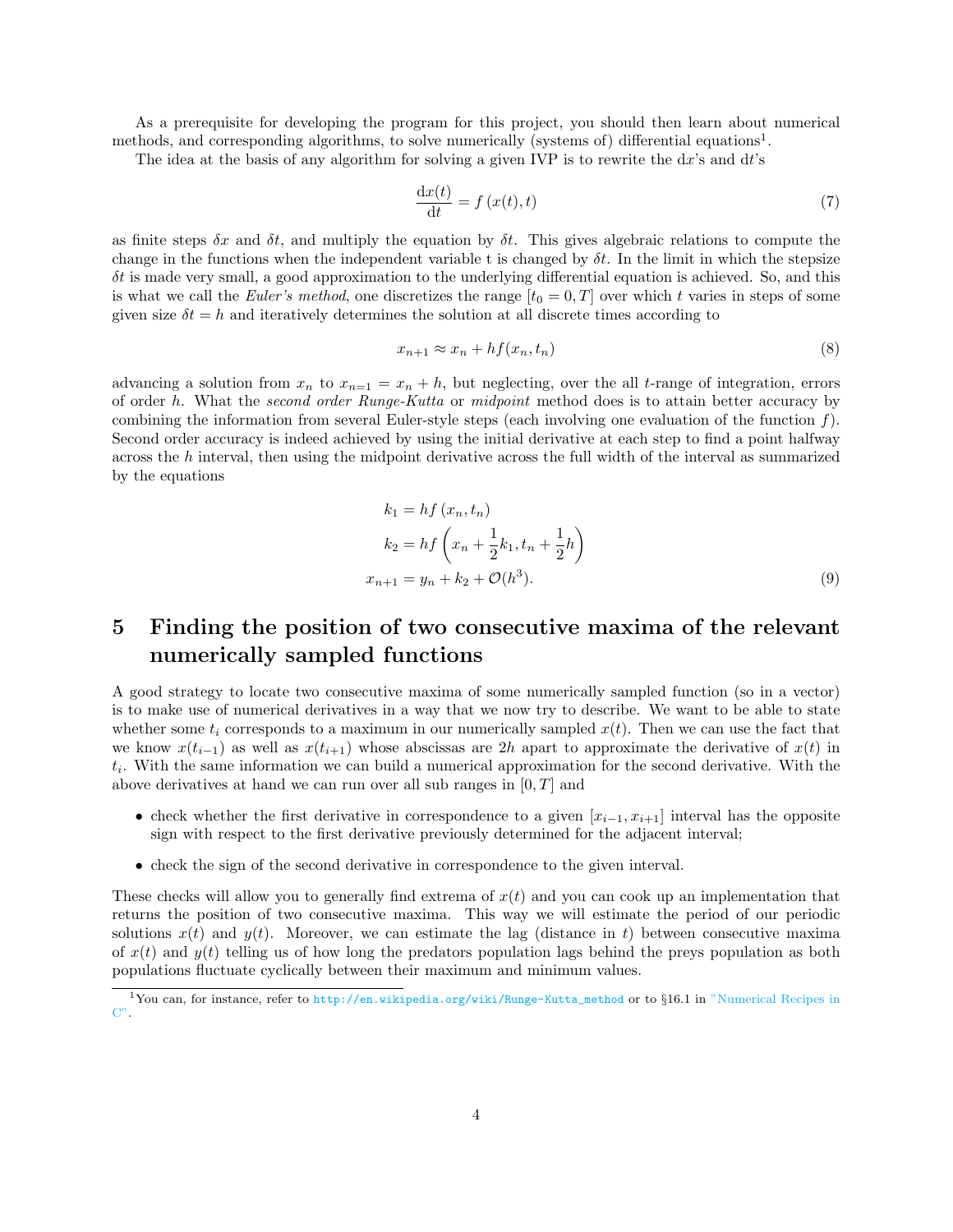As a prerequisite for developing the program for this project, you should then learn about numerical methods, and corresponding algorithms, to solve numerically (systems of) differential equations[1].

The idea at the basis of any algorithm for solving a given IVP is to rewrite the d$x$'s and d$t$'s

$$\frac{\mathrm{d}x(t)}{\mathrm{d}t} = f\left(x(t), t\right) \tag{7}$$

as finite steps $\delta x$ and $\delta t$, and multiply the equation by $\delta t$. This gives algebraic relations to compute the change in the functions when the independent variable t is changed by $\delta t$. In the limit in which the stepsize $\delta t$ is made very small, a good approximation to the underlying differential equation is achieved. So, and this is what we call the *Euler's method*, one discretizes the range $[t_0 = 0, T]$ over which $t$ varies in steps of some given size $\delta t = h$ and iteratively determines the solution at all discrete times according to

$$x_{n+1} \approx x_n + hf(x_n, t_n) \tag{8}$$

advancing a solution from $x_n$ to $x_{n=1} = x_n + h$, but neglecting, over the all $t$-range of integration, errors of order $h$. What the *second order Runge-Kutta* or *midpoint* method does is to attain better accuracy by combining the information from several Euler-style steps (each involving one evaluation of the function $f$). Second order accuracy is indeed achieved by using the initial derivative at each step to find a point halfway across the $h$ interval, then using the midpoint derivative across the full width of the interval as summarized by the equations

$$\begin{aligned}
k_1 &= hf\left(x_n, t_n\right) \\
k_2 &= hf\left(x_n + \frac{1}{2}k_1, t_n + \frac{1}{2}h\right) \\
x_{n+1} &= y_n + k_2 + \mathcal{O}(h^3).
\end{aligned} \tag{9}$$

## 5 Finding the position of two consecutive maxima of the relevant numerically sampled functions

A good strategy to locate two consecutive maxima of some numerically sampled function (so in a vector) is to make use of numerical derivatives in a way that we now try to describe. We want to be able to state whether some $t_i$ corresponds to a maximum in our numerically sampled $x(t)$. Then we can use the fact that we know $x(t_{i-1})$ as well as $x(t_{i+1})$ whose abscissas are $2h$ apart to approximate the derivative of $x(t)$ in $t_i$. With the same information we can build a numerical approximation for the second derivative. With the above derivatives at hand we can run over all sub ranges in $[0, T]$ and

- check whether the first derivative in correspondence to a given $[x_{i-1}, x_{i+1}]$ interval has the opposite sign with respect to the first derivative previously determined for the adjacent interval;
- check the sign of the second derivative in correspondence to the given interval.

These checks will allow you to generally find extrema of $x(t)$ and you can cook up an implementation that returns the position of two consecutive maxima. This way we will estimate the period of our periodic solutions $x(t)$ and $y(t)$. Moreover, we can estimate the lag (distance in $t$) between consecutive maxima of $x(t)$ and $y(t)$ telling us of how long the predators population lags behind the preys population as both populations fluctuate cyclically between their maximum and minimum values.

[1] You can, for instance, refer to http://en.wikipedia.org/wiki/Runge-Kutta_method or to §16.1 in "Numerical Recipes in C".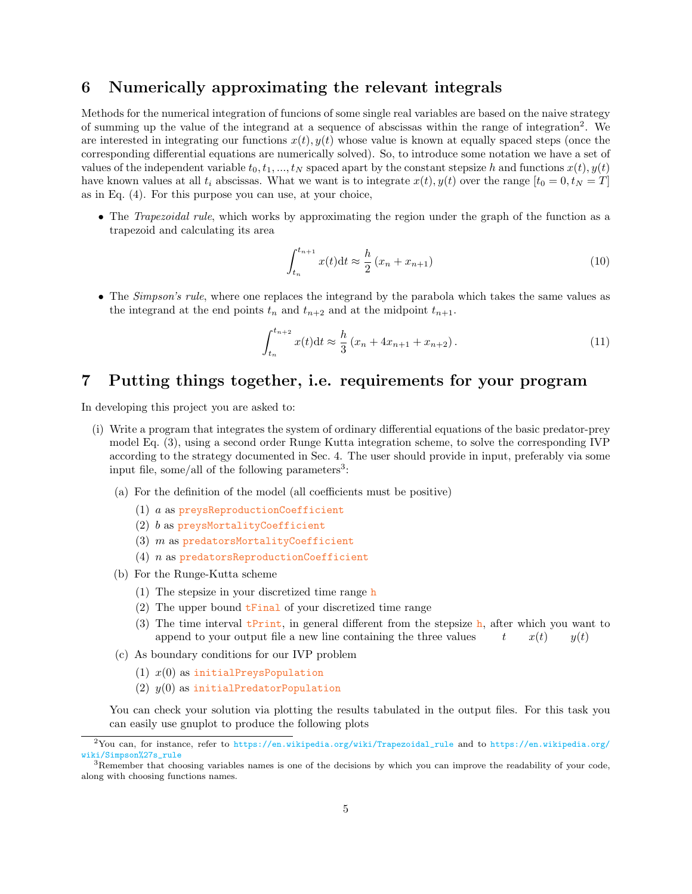## 6 Numerically approximating the relevant integrals

Methods for the numerical integration of funcions of some single real variables are based on the naive strategy of summing up the value of the integrand at a sequence of abscissas within the range of integration[2]. We are interested in integrating our functions $x(t), y(t)$ whose value is known at equally spaced steps (once the corresponding differential equations are numerically solved). So, to introduce some notation we have a set of values of the independent variable $t_0, t_1, ..., t_N$ spaced apart by the constant stepsize $h$ and functions $x(t), y(t)$ have known values at all $t_i$ abscissas. What we want is to integrate $x(t), y(t)$ over the range $[t_0 = 0, t_N = T]$ as in Eq. (4). For this purpose you can use, at your choice,

- The *Trapezoidal rule*, which works by approximating the region under the graph of the function as a trapezoid and calculating its area

$$\int_{t_n}^{t_{n+1}} x(t)\mathrm{d}t \approx \frac{h}{2}\left(x_n + x_{n+1}\right) \tag{10}$$

- The *Simpson's rule*, where one replaces the integrand by the parabola which takes the same values as the integrand at the end points $t_n$ and $t_{n+2}$ and at the midpoint $t_{n+1}$.

$$\int_{t_n}^{t_{n+2}} x(t)\mathrm{d}t \approx \frac{h}{3}\left(x_n + 4x_{n+1} + x_{n+2}\right). \tag{11}$$

## 7 Putting things together, i.e. requirements for your program

In developing this project you are asked to:

(i) Write a program that integrates the system of ordinary differential equations of the basic predator-prey model Eq. (3), using a second order Runge Kutta integration scheme, to solve the corresponding IVP according to the strategy documented in Sec. 4. The user should provide in input, preferably via some input file, some/all of the following parameters[3]:

  (a) For the definition of the model (all coefficients must be positive)

    (1) $a$ as `preysReproductionCoefficient`
    (2) $b$ as `preysMortalityCoefficient`
    (3) $m$ as `predatorsMortalityCoefficient`
    (4) $n$ as `predatorsReproductionCoefficient`

  (b) For the Runge-Kutta scheme

    (1) The stepsize in your discretized time range `h`
    (2) The upper bound `tFinal` of your discretized time range
    (3) The time interval `tPrint`, in general different from the stepsize `h`, after which you want to append to your output file a new line containing the three values $t \quad x(t) \quad y(t)$

  (c) As boundary conditions for our IVP problem

    (1) $x(0)$ as `initialPreysPopulation`
    (2) $y(0)$ as `initialPredatorPopulation`

You can check your solution via plotting the results tabulated in the output files. For this task you can easily use gnuplot to produce the following plots

[2] You can, for instance, refer to https://en.wikipedia.org/wiki/Trapezoidal_rule and to https://en.wikipedia.org/wiki/Simpson%27s_rule

[3] Remember that choosing variables names is one of the decisions by which you can improve the readability of your code, along with choosing functions names.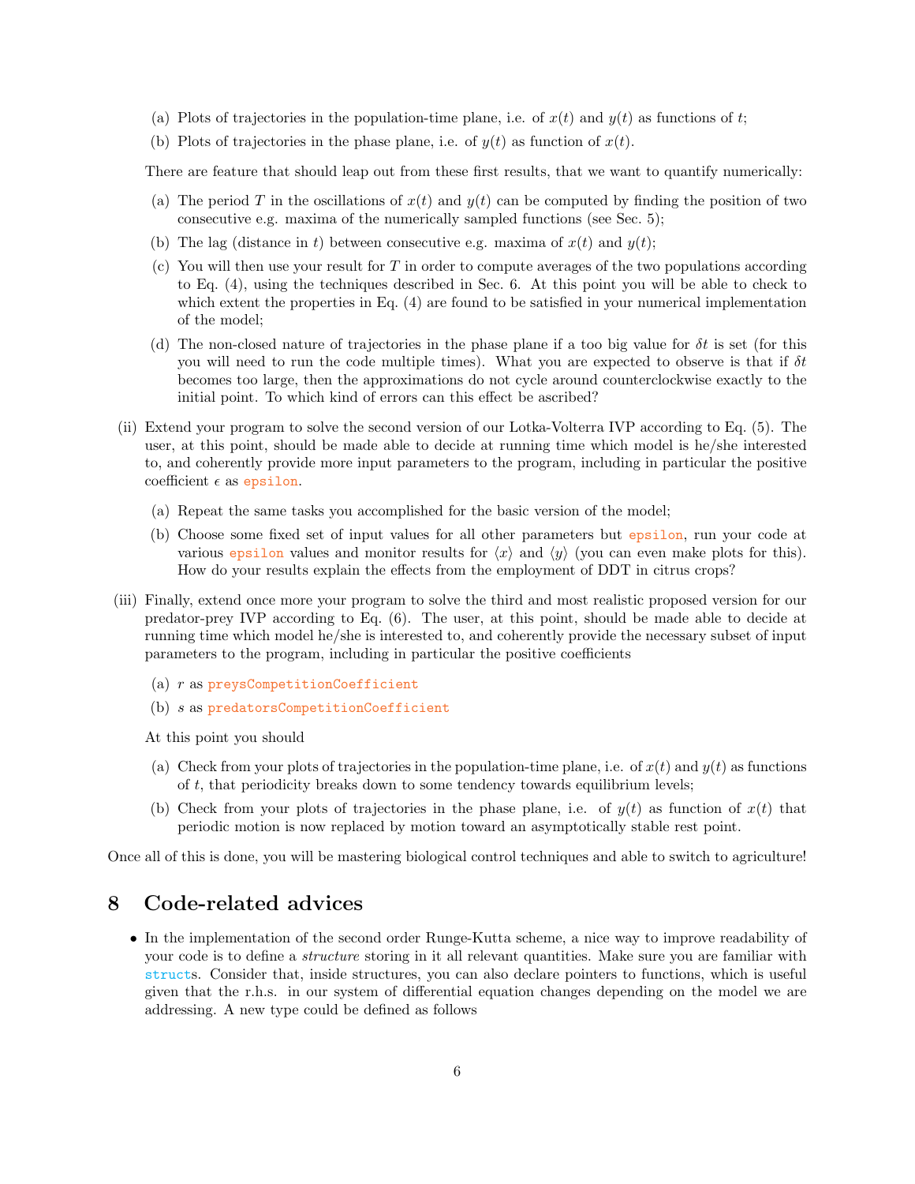(a) Plots of trajectories in the population-time plane, i.e. of $x(t)$ and $y(t)$ as functions of $t$;

(b) Plots of trajectories in the phase plane, i.e. of $y(t)$ as function of $x(t)$.

There are feature that should leap out from these first results, that we want to quantify numerically:

(a) The period $T$ in the oscillations of $x(t)$ and $y(t)$ can be computed by finding the position of two consecutive e.g. maxima of the numerically sampled functions (see Sec. 5);

(b) The lag (distance in $t$) between consecutive e.g. maxima of $x(t)$ and $y(t)$;

(c) You will then use your result for $T$ in order to compute averages of the two populations according to Eq. (4), using the techniques described in Sec. 6. At this point you will be able to check to which extent the properties in Eq. (4) are found to be satisfied in your numerical implementation of the model;

(d) The non-closed nature of trajectories in the phase plane if a too big value for $\delta t$ is set (for this you will need to run the code multiple times). What you are expected to observe is that if $\delta t$ becomes too large, then the approximations do not cycle around counterclockwise exactly to the initial point. To which kind of errors can this effect be ascribed?

(ii) Extend your program to solve the second version of our Lotka-Volterra IVP according to Eq. (5). The user, at this point, should be made able to decide at running time which model is he/she interested to, and coherently provide more input parameters to the program, including in particular the positive coefficient $\epsilon$ as `epsilon`.

(a) Repeat the same tasks you accomplished for the basic version of the model;

(b) Choose some fixed set of input values for all other parameters but `epsilon`, run your code at various `epsilon` values and monitor results for $\langle x \rangle$ and $\langle y \rangle$ (you can even make plots for this). How do your results explain the effects from the employment of DDT in citrus crops?

(iii) Finally, extend once more your program to solve the third and most realistic proposed version for our predator-prey IVP according to Eq. (6). The user, at this point, should be made able to decide at running time which model he/she is interested to, and coherently provide the necessary subset of input parameters to the program, including in particular the positive coefficients

(a) $r$ as `preysCompetitionCoefficient`

(b) $s$ as `predatorsCompetitionCoefficient`

At this point you should

(a) Check from your plots of trajectories in the population-time plane, i.e. of $x(t)$ and $y(t)$ as functions of $t$, that periodicity breaks down to some tendency towards equilibrium levels;

(b) Check from your plots of trajectories in the phase plane, i.e. of $y(t)$ as function of $x(t)$ that periodic motion is now replaced by motion toward an asymptotically stable rest point.

Once all of this is done, you will be mastering biological control techniques and able to switch to agriculture!

# 8 Code-related advices

- In the implementation of the second order Runge-Kutta scheme, a nice way to improve readability of your code is to define a *structure* storing in it all relevant quantities. Make sure you are familiar with `struct`s. Consider that, inside structures, you can also declare pointers to functions, which is useful given that the r.h.s. in our system of differential equation changes depending on the model we are addressing. A new type could be defined as follows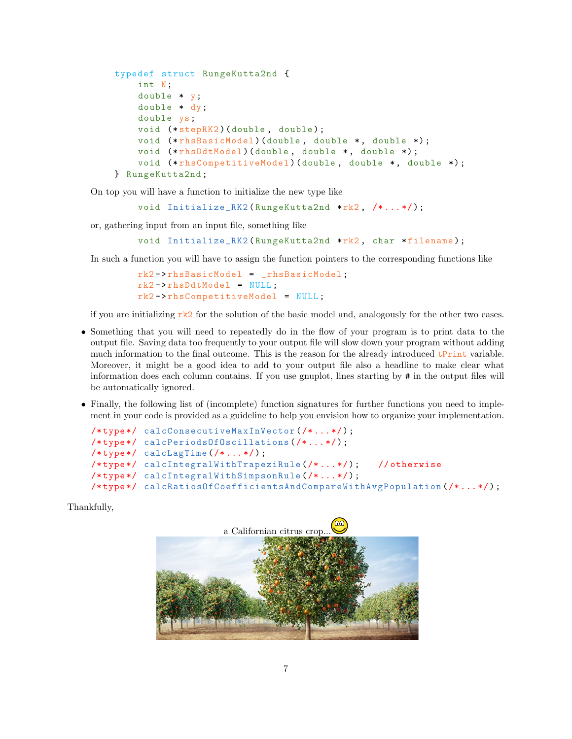```c
typedef struct RungeKutta2nd {
    int N;
    double * y;
    double * dy;
    double ys;
    void (*stepRK2)(double, double);
    void (*rhsBasicModel)(double, double *, double *);
    void (*rhsDdtModel)(double, double *, double *);
    void (*rhsCompetitiveModel)(double, double *, double *);
} RungeKutta2nd;
```

On top you will have a function to initialize the new type like

```c
    void Initialize_RK2(RungeKutta2nd *rk2, /*...*/);
```

or, gathering input from an input file, something like

```c
    void Initialize_RK2(RungeKutta2nd *rk2, char *filename);
```

In such a function you will have to assign the function pointers to the corresponding functions like

```c
    rk2->rhsBasicModel = _rhsBasicModel;
    rk2->rhsDdtModel = NULL;
    rk2->rhsCompetitiveModel = NULL;
```

if you are initializing rk2 for the solution of the basic model and, analogously for the other two cases.

- Something that you will need to repeatedly do in the flow of your program is to print data to the output file. Saving data too frequently to your output file will slow down your program without adding much information to the final outcome. This is the reason for the already introduced tPrint variable. Moreover, it might be a good idea to add to your output file also a headline to make clear what information does each column contains. If you use gnuplot, lines starting by # in the output files will be automatically ignored.

- Finally, the following list of (incomplete) function signatures for further functions you need to implement in your code is provided as a guideline to help you envision how to organize your implementation.

```c
/*type*/ calcConsecutiveMaxInVector(/*...*/);
/*type*/ calcPeriodsOfOscillations(/*...*/);
/*type*/ calcLagTime(/*...*/);
/*type*/ calcIntegralWithTrapeziRule(/*...*/);   //otherwise
/*type*/ calcIntegralWithSimpsonRule(/*...*/);
/*type*/ calcRatiosOfCoefficientsAndCompareWithAvgPopulation(/*...*/);
```

Thankfully,

a Californian citrus crop...